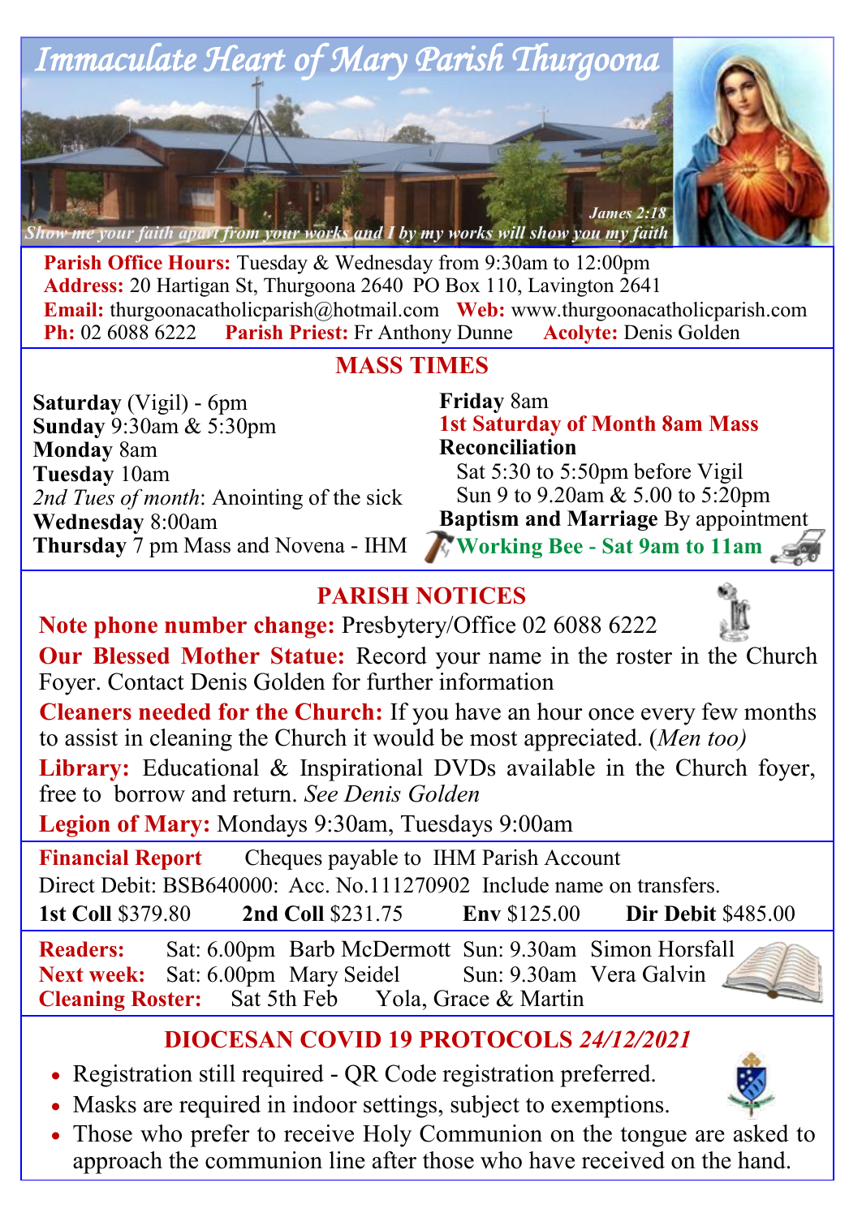# Immaculate Heart of Mary Parish Thurgoona

*James 2:18*
*Show me your faith apart from your works and I by my works will show you my faith*

**Parish Office Hours:** Tuesday & Wednesday from 9:30am to 12:00pm
**Address:** 20 Hartigan St, Thurgoona 2640 PO Box 110, Lavington 2641
**Email:** thurgoonacatholicparish@hotmail.com **Web:** www.thurgoonacatholicparish.com
**Ph:** 02 6088 6222 **Parish Priest:** Fr Anthony Dunne **Acolyte:** Denis Golden

## MASS TIMES

**Saturday** (Vigil) - 6pm
**Sunday** 9:30am & 5:30pm
**Monday** 8am
**Tuesday** 10am
*2nd Tues of month*: Anointing of the sick
**Wednesday** 8:00am
**Thursday** 7 pm Mass and Novena - IHM
**Friday** 8am
**1st Saturday of Month 8am Mass**
**Reconciliation**
Sat 5:30 to 5:50pm before Vigil
Sun 9 to 9.20am & 5.00 to 5:20pm
**Baptism and Marriage** By appointment
**Working Bee - Sat 9am to 11am**

## PARISH NOTICES

**Note phone number change:** Presbytery/Office 02 6088 6222

**Our Blessed Mother Statue:** Record your name in the roster in the Church Foyer. Contact Denis Golden for further information

**Cleaners needed for the Church:** If you have an hour once every few months to assist in cleaning the Church it would be most appreciated. *(Men too)*

**Library:** Educational & Inspirational DVDs available in the Church foyer, free to borrow and return. *See Denis Golden*

**Legion of Mary:** Mondays 9:30am, Tuesdays 9:00am

**Financial Report** Cheques payable to IHM Parish Account
Direct Debit: BSB640000: Acc. No.111270902 Include name on transfers.
**1st Coll** $379.80 **2nd Coll** $231.75 **Env** $125.00 **Dir Debit** $485.00

**Readers:** Sat: 6.00pm Barb McDermott Sun: 9.30am Simon Horsfall
**Next week:** Sat: 6.00pm Mary Seidel Sun: 9.30am Vera Galvin
**Cleaning Roster:** Sat 5th Feb Yola, Grace & Martin

## DIOCESAN COVID 19 PROTOCOLS *24/12/2021*

- Registration still required - QR Code registration preferred.
- Masks are required in indoor settings, subject to exemptions.
- Those who prefer to receive Holy Communion on the tongue are asked to approach the communion line after those who have received on the hand.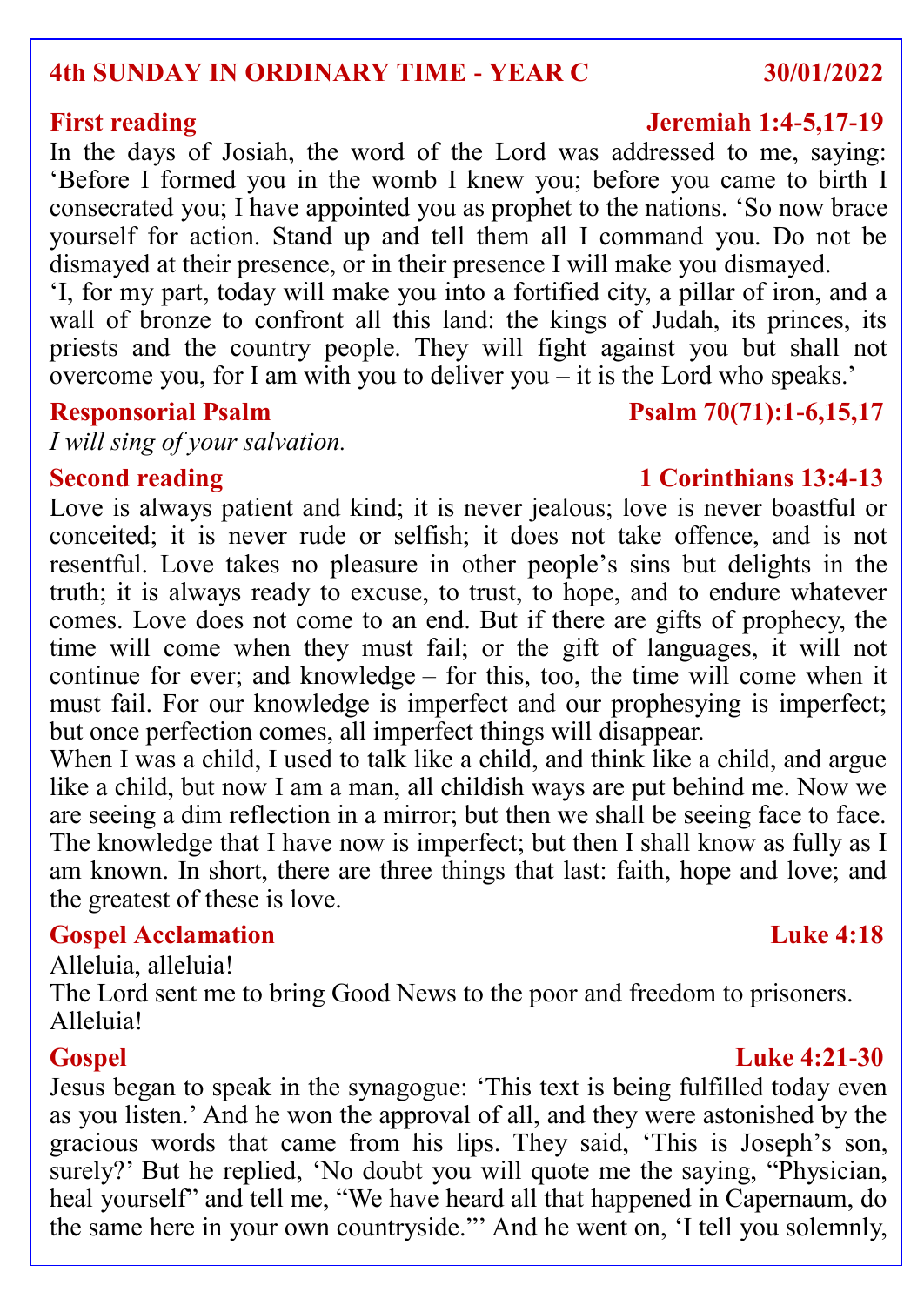## 4th SUNDAY IN ORDINARY TIME - YEAR C — 30/01/2022

### First reading — Jeremiah 1:4-5,17-19

In the days of Josiah, the word of the Lord was addressed to me, saying: 'Before I formed you in the womb I knew you; before you came to birth I consecrated you; I have appointed you as prophet to the nations. 'So now brace yourself for action. Stand up and tell them all I command you. Do not be dismayed at their presence, or in their presence I will make you dismayed.

'I, for my part, today will make you into a fortified city, a pillar of iron, and a wall of bronze to confront all this land: the kings of Judah, its princes, its priests and the country people. They will fight against you but shall not overcome you, for I am with you to deliver you – it is the Lord who speaks.'

### Responsorial Psalm — Psalm 70(71):1-6,15,17

*I will sing of your salvation.*

### Second reading — 1 Corinthians 13:4-13

Love is always patient and kind; it is never jealous; love is never boastful or conceited; it is never rude or selfish; it does not take offence, and is not resentful. Love takes no pleasure in other people's sins but delights in the truth; it is always ready to excuse, to trust, to hope, and to endure whatever comes. Love does not come to an end. But if there are gifts of prophecy, the time will come when they must fail; or the gift of languages, it will not continue for ever; and knowledge – for this, too, the time will come when it must fail. For our knowledge is imperfect and our prophesying is imperfect; but once perfection comes, all imperfect things will disappear.

When I was a child, I used to talk like a child, and think like a child, and argue like a child, but now I am a man, all childish ways are put behind me. Now we are seeing a dim reflection in a mirror; but then we shall be seeing face to face. The knowledge that I have now is imperfect; but then I shall know as fully as I am known. In short, there are three things that last: faith, hope and love; and the greatest of these is love.

### Gospel Acclamation — Luke 4:18

Alleluia, alleluia!
The Lord sent me to bring Good News to the poor and freedom to prisoners.
Alleluia!

### Gospel — Luke 4:21-30

Jesus began to speak in the synagogue: 'This text is being fulfilled today even as you listen.' And he won the approval of all, and they were astonished by the gracious words that came from his lips. They said, 'This is Joseph's son, surely?' But he replied, 'No doubt you will quote me the saying, "Physician, heal yourself" and tell me, "We have heard all that happened in Capernaum, do the same here in your own countryside."' And he went on, 'I tell you solemnly,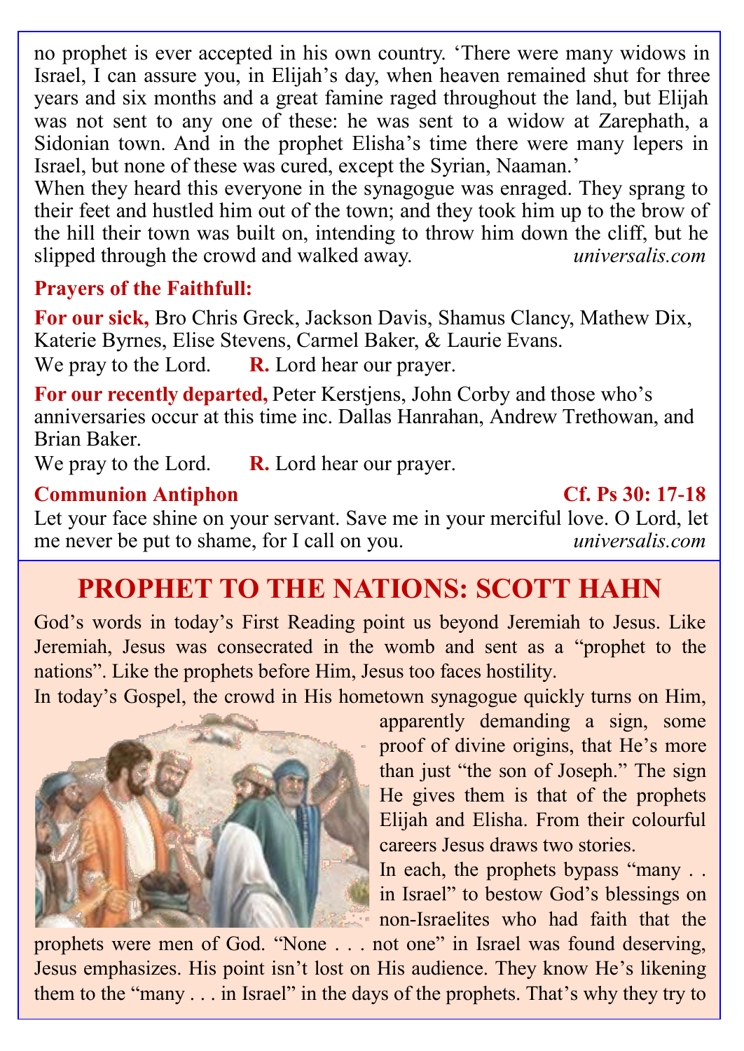no prophet is ever accepted in his own country. 'There were many widows in Israel, I can assure you, in Elijah's day, when heaven remained shut for three years and six months and a great famine raged throughout the land, but Elijah was not sent to any one of these: he was sent to a widow at Zarephath, a Sidonian town. And in the prophet Elisha's time there were many lepers in Israel, but none of these was cured, except the Syrian, Naaman.'

When they heard this everyone in the synagogue was enraged. They sprang to their feet and hustled him out of the town; and they took him up to the brow of the hill their town was built on, intending to throw him down the cliff, but he slipped through the crowd and walked away. *universalis.com*

**Prayers of the Faithfull:**

**For our sick,** Bro Chris Greck, Jackson Davis, Shamus Clancy, Mathew Dix, Katerie Byrnes, Elise Stevens, Carmel Baker, & Laurie Evans.
We pray to the Lord. **R.** Lord hear our prayer.

**For our recently departed,** Peter Kerstjens, John Corby and those who's anniversaries occur at this time inc. Dallas Hanrahan, Andrew Trethowan, and Brian Baker.
We pray to the Lord. **R.** Lord hear our prayer.

**Communion Antiphon** **Cf. Ps 30: 17-18**

Let your face shine on your servant. Save me in your merciful love. O Lord, let me never be put to shame, for I call on you. *universalis.com*

## PROPHET TO THE NATIONS: SCOTT HAHN

God's words in today's First Reading point us beyond Jeremiah to Jesus. Like Jeremiah, Jesus was consecrated in the womb and sent as a "prophet to the nations". Like the prophets before Him, Jesus too faces hostility.

In today's Gospel, the crowd in His hometown synagogue quickly turns on Him, apparently demanding a sign, some proof of divine origins, that He's more than just "the son of Joseph." The sign He gives them is that of the prophets Elijah and Elisha. From their colourful careers Jesus draws two stories.

In each, the prophets bypass "many . . in Israel" to bestow God's blessings on non-Israelites who had faith that the prophets were men of God. "None . . . not one" in Israel was found deserving, Jesus emphasizes. His point isn't lost on His audience. They know He's likening them to the "many . . . in Israel" in the days of the prophets. That's why they try to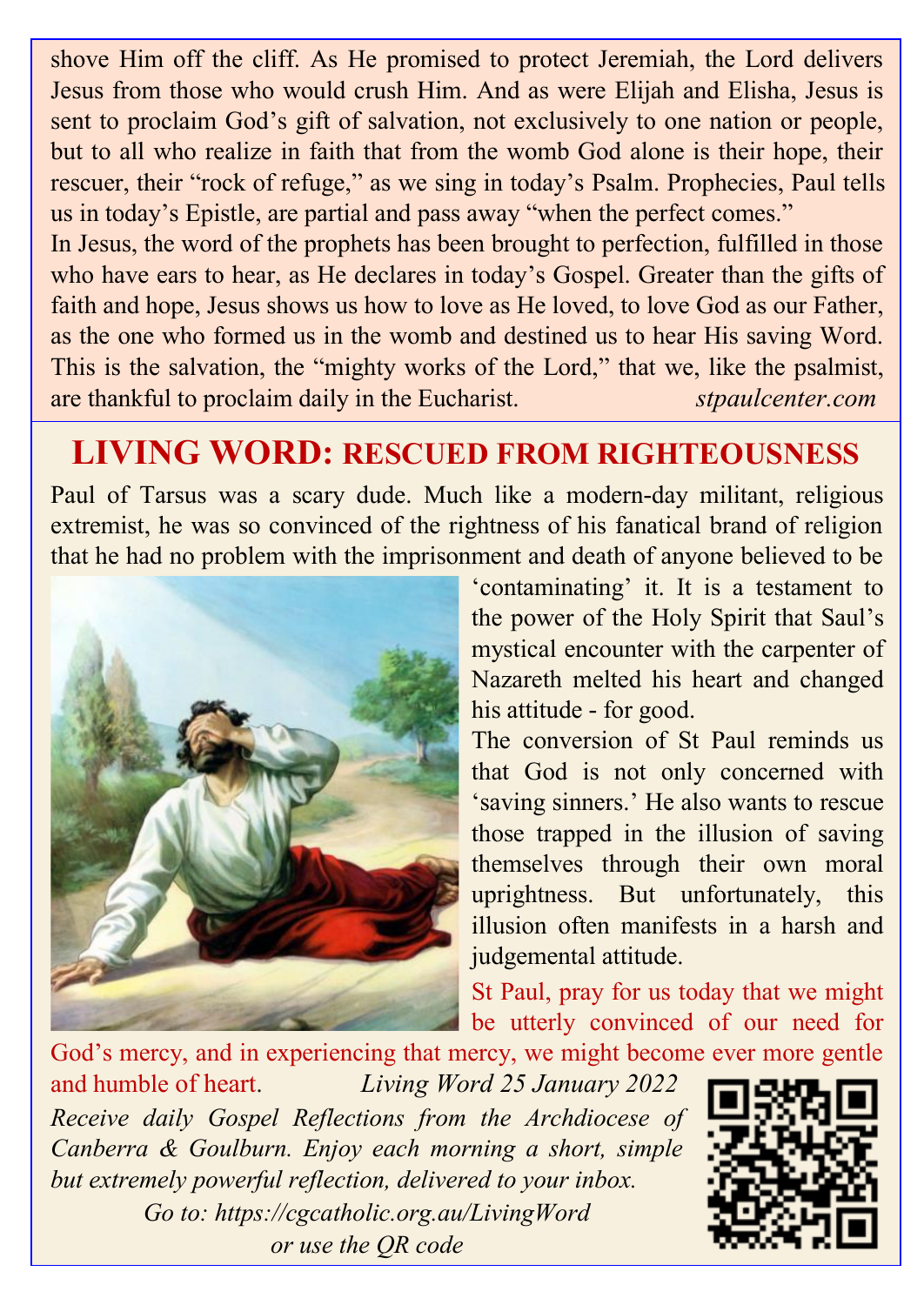shove Him off the cliff. As He promised to protect Jeremiah, the Lord delivers Jesus from those who would crush Him. And as were Elijah and Elisha, Jesus is sent to proclaim God's gift of salvation, not exclusively to one nation or people, but to all who realize in faith that from the womb God alone is their hope, their rescuer, their "rock of refuge," as we sing in today's Psalm. Prophecies, Paul tells us in today's Epistle, are partial and pass away "when the perfect comes."

In Jesus, the word of the prophets has been brought to perfection, fulfilled in those who have ears to hear, as He declares in today's Gospel. Greater than the gifts of faith and hope, Jesus shows us how to love as He loved, to love God as our Father, as the one who formed us in the womb and destined us to hear His saving Word. This is the salvation, the "mighty works of the Lord," that we, like the psalmist, are thankful to proclaim daily in the Eucharist. *stpaulcenter.com*

## LIVING WORD: RESCUED FROM RIGHTEOUSNESS

Paul of Tarsus was a scary dude. Much like a modern-day militant, religious extremist, he was so convinced of the rightness of his fanatical brand of religion that he had no problem with the imprisonment and death of anyone believed to be 'contaminating' it. It is a testament to the power of the Holy Spirit that Saul's mystical encounter with the carpenter of Nazareth melted his heart and changed his attitude - for good.

The conversion of St Paul reminds us that God is not only concerned with 'saving sinners.' He also wants to rescue those trapped in the illusion of saving themselves through their own moral uprightness. But unfortunately, this illusion often manifests in a harsh and judgemental attitude.

St Paul, pray for us today that we might be utterly convinced of our need for God's mercy, and in experiencing that mercy, we might become ever more gentle and humble of heart. *Living Word 25 January 2022*

*Receive daily Gospel Reflections from the Archdiocese of Canberra & Goulburn. Enjoy each morning a short, simple but extremely powerful reflection, delivered to your inbox.*

*Go to: https://cgcatholic.org.au/LivingWord or use the QR code*